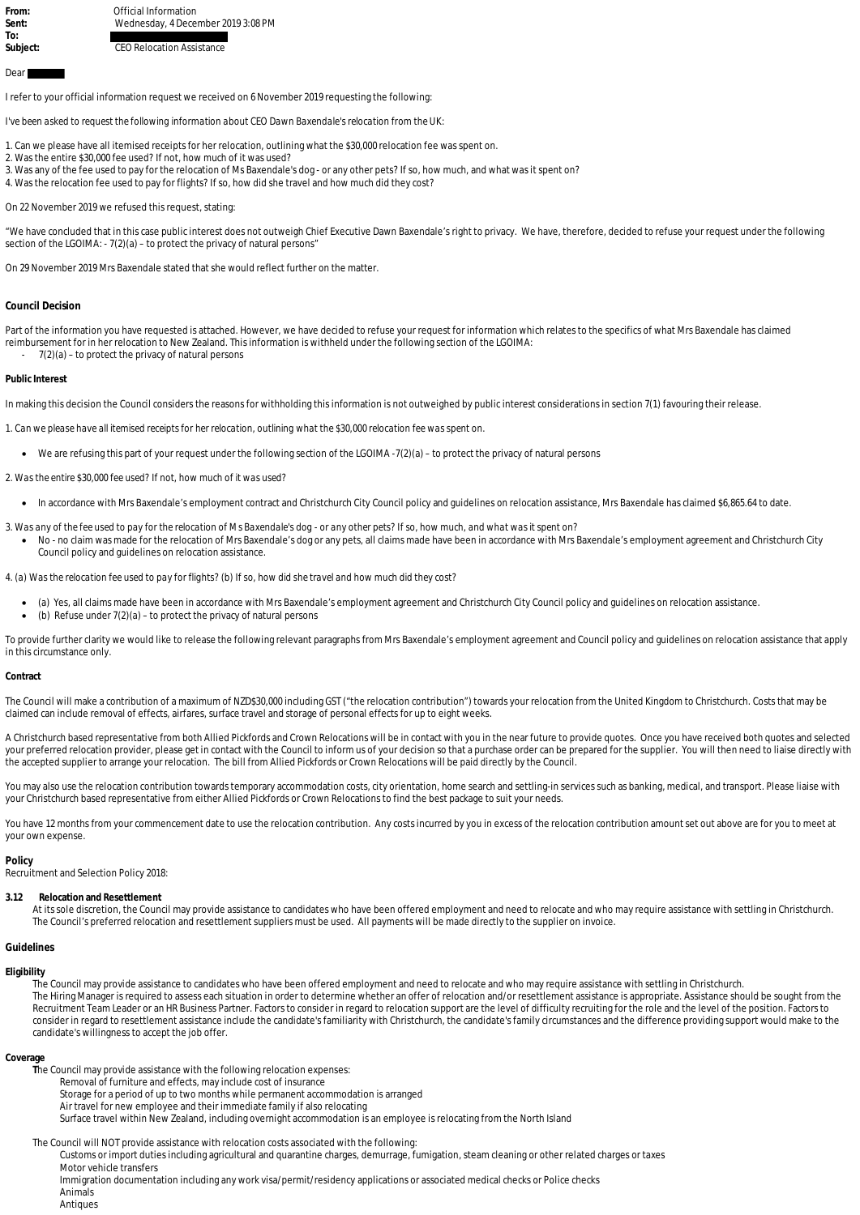**From:** Official Information
**Sent:** Wednesday, 4 December 2019 3:08 PM
**To:** 
**Subject:** CEO Relocation Assistance

Dear 

I refer to your official information request we received on 6 November 2019 requesting the following:

I've been asked to request the following information about CEO Dawn Baxendale's relocation from the UK:

1. Can we please have all itemised receipts for her relocation, outlining what the $30,000 relocation fee was spent on.
2. Was the entire $30,000 fee used? If not, how much of it was used?
3. Was any of the fee used to pay for the relocation of Ms Baxendale's dog - or any other pets? If so, how much, and what was it spent on?
4. Was the relocation fee used to pay for flights? If so, how did she travel and how much did they cost?

On 22 November 2019 we refused this request, stating:

"We have concluded that in this case public interest does not outweigh Chief Executive Dawn Baxendale's right to privacy. We have, therefore, decided to refuse your request under the following section of the LGOIMA: - 7(2)(a) – to protect the privacy of natural persons"

On 29 November 2019 Mrs Baxendale stated that she would reflect further on the matter.

## Council Decision

Part of the information you have requested is attached. However, we have decided to refuse your request for information which relates to the specifics of what Mrs Baxendale has claimed reimbursement for in her relocation to New Zealand. This information is withheld under the following section of the LGOIMA:

- 7(2)(a) – to protect the privacy of natural persons

### Public Interest

In making this decision the Council considers the reasons for withholding this information is not outweighed by public interest considerations in section 7(1) favouring their release.

1. Can we please have all itemised receipts for her relocation, outlining what the $30,000 relocation fee was spent on.

- We are refusing this part of your request under the following section of the LGOIMA -7(2)(a) – to protect the privacy of natural persons

2. Was the entire $30,000 fee used? If not, how much of it was used?

- In accordance with Mrs Baxendale's employment contract and Christchurch City Council policy and guidelines on relocation assistance, Mrs Baxendale has claimed $6,865.64 to date.

3. Was any of the fee used to pay for the relocation of Ms Baxendale's dog - or any other pets? If so, how much, and what was it spent on?

- No - no claim was made for the relocation of Mrs Baxendale's dog or any pets, all claims made have been in accordance with Mrs Baxendale's employment agreement and Christchurch City Council policy and guidelines on relocation assistance.

4. (a) Was the relocation fee used to pay for flights? (b) If so, how did she travel and how much did they cost?

- (a) Yes, all claims made have been in accordance with Mrs Baxendale's employment agreement and Christchurch City Council policy and guidelines on relocation assistance.
- (b) Refuse under 7(2)(a) – to protect the privacy of natural persons

To provide further clarity we would like to release the following relevant paragraphs from Mrs Baxendale's employment agreement and Council policy and guidelines on relocation assistance that apply in this circumstance only.

### Contract

The Council will make a contribution of a maximum of NZD$30,000 including GST ("the relocation contribution") towards your relocation from the United Kingdom to Christchurch. Costs that may be claimed can include removal of effects, airfares, surface travel and storage of personal effects for up to eight weeks.

A Christchurch based representative from both Allied Pickfords and Crown Relocations will be in contact with you in the near future to provide quotes. Once you have received both quotes and selected your preferred relocation provider, please get in contact with the Council to inform us of your decision so that a purchase order can be prepared for the supplier. You will then need to liaise directly with the accepted supplier to arrange your relocation. The bill from Allied Pickfords or Crown Relocations will be paid directly by the Council.

You may also use the relocation contribution towards temporary accommodation costs, city orientation, home search and settling-in services such as banking, medical, and transport. Please liaise with your Christchurch based representative from either Allied Pickfords or Crown Relocations to find the best package to suit your needs.

You have 12 months from your commencement date to use the relocation contribution. Any costs incurred by you in excess of the relocation contribution amount set out above are for you to meet at your own expense.

### Policy

Recruitment and Selection Policy 2018:

**3.12 Relocation and Resettlement**

At its sole discretion, the Council may provide assistance to candidates who have been offered employment and need to relocate and who may require assistance with settling in Christchurch. The Council's preferred relocation and resettlement suppliers must be used. All payments will be made directly to the supplier on invoice.

### Guidelines

**Eligibility**

The Council may provide assistance to candidates who have been offered employment and need to relocate and who may require assistance with settling in Christchurch.
The Hiring Manager is required to assess each situation in order to determine whether an offer of relocation and/or resettlement assistance is appropriate. Assistance should be sought from the Recruitment Team Leader or an HR Business Partner. Factors to consider in regard to relocation support are the level of difficulty recruiting for the role and the level of the position. Factors to consider in regard to resettlement assistance include the candidate's familiarity with Christchurch, the candidate's family circumstances and the difference providing support would make to the candidate's willingness to accept the job offer.

**Coverage**

The Council may provide assistance with the following relocation expenses:

- Removal of furniture and effects, may include cost of insurance
- Storage for a period of up to two months while permanent accommodation is arranged
- Air travel for new employee and their immediate family if also relocating
- Surface travel within New Zealand, including overnight accommodation is an employee is relocating from the North Island

The Council will NOT provide assistance with relocation costs associated with the following:

- Customs or import duties including agricultural and quarantine charges, demurrage, fumigation, steam cleaning or other related charges or taxes
- Motor vehicle transfers
- Immigration documentation including any work visa/permit/residency applications or associated medical checks or Police checks
- Animals
- Antiques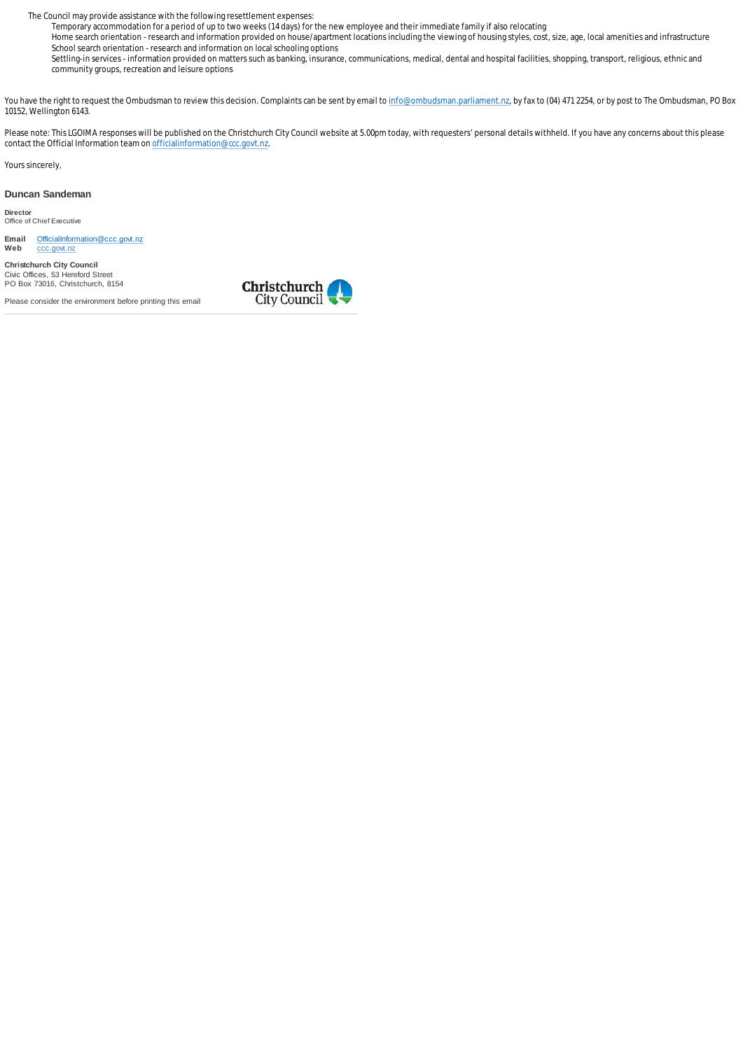The Council may provide assistance with the following resettlement expenses:

- Temporary accommodation for a period of up to two weeks (14 days) for the new employee and their immediate family if also relocating
- Home search orientation - research and information provided on house/apartment locations including the viewing of housing styles, cost, size, age, local amenities and infrastructure
- School search orientation - research and information on local schooling options
- Settling-in services - information provided on matters such as banking, insurance, communications, medical, dental and hospital facilities, shopping, transport, religious, ethnic and community groups, recreation and leisure options

You have the right to request the Ombudsman to review this decision. Complaints can be sent by email to info@ombudsman.parliament.nz, by fax to (04) 471 2254, or by post to The Ombudsman, PO Box 10152, Wellington 6143.

Please note: This LGOIMA responses will be published on the Christchurch City Council website at 5.00pm today, with requesters' personal details withheld. If you have any concerns about this please contact the Official Information team on officialinformation@ccc.govt.nz.

Yours sincerely,

**Duncan Sandeman**

**Director**
Office of Chief Executive

**Email** OfficialInformation@ccc.govt.nz
**Web** ccc.govt.nz

**Christchurch City Council**
Civic Offices, 53 Hereford Street
PO Box 73016, Christchurch, 8154

Please consider the environment before printing this email